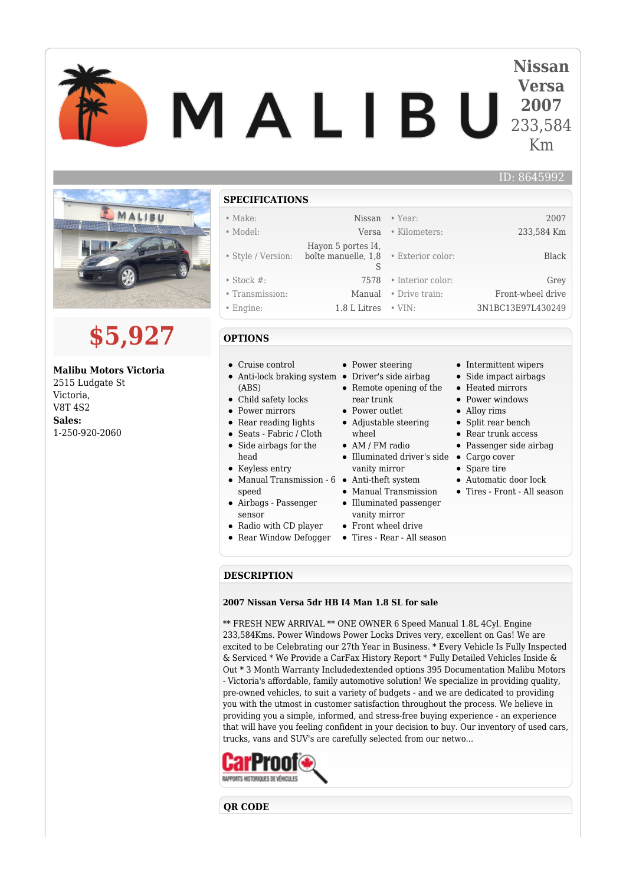# Nissan Versa 2007

233,584 Km

ID: 8645992

## $5,927

**Malibu Motors Victoria**
2515 Ludgate St
Victoria,
V8T 4S2
**Sales:**
1-250-920-2060

## SPECIFICATIONS

| | | | |
|---|---|---|---|
| • Make: | Nissan | • Year: | 2007 |
| • Model: | Versa | • Kilometers: | 233,584 Km |
| • Style / Version: | Hayon 5 portes I4, boîte manuelle, 1,8 S | • Exterior color: | Black |
| • Stock #: | 7578 | • Interior color: | Grey |
| • Transmission: | Manual | • Drive train: | Front-wheel drive |
| • Engine: | 1.8 L Litres | • VIN: | 3N1BC13E97L430249 |

## OPTIONS

- Cruise control
- Anti-lock braking system (ABS)
- Child safety locks
- Power mirrors
- Rear reading lights
- Seats - Fabric / Cloth
- Side airbags for the head
- Keyless entry
- Manual Transmission - 6 speed
- Airbags - Passenger sensor
- Radio with CD player
- Rear Window Defogger
- Power steering
- Driver's side airbag
- Remote opening of the rear trunk
- Power outlet
- Adjustable steering wheel
- AM / FM radio
- Illuminated driver's side vanity mirror
- Anti-theft system
- Manual Transmission
- Illuminated passenger vanity mirror
- Front wheel drive
- Tires - Rear - All season
- Intermittent wipers
- Side impact airbags
- Heated mirrors
- Power windows
- Alloy rims
- Split rear bench
- Rear trunk access
- Passenger side airbag
- Cargo cover
- Spare tire
- Automatic door lock
- Tires - Front - All season

## DESCRIPTION

**2007 Nissan Versa 5dr HB I4 Man 1.8 SL for sale**

** FRESH NEW ARRIVAL ** ONE OWNER 6 Speed Manual 1.8L 4Cyl. Engine 233,584Kms. Power Windows Power Locks Drives very, excellent on Gas! We are excited to be Celebrating our 27th Year in Business. * Every Vehicle Is Fully Inspected & Serviced * We Provide a CarFax History Report * Fully Detailed Vehicles Inside & Out * 3 Month Warranty Includedextended options 395 Documentation Malibu Motors - Victoria's affordable, family automotive solution! We specialize in providing quality, pre-owned vehicles, to suit a variety of budgets - and we are dedicated to providing you with the utmost in customer satisfaction throughout the process. We believe in providing you a simple, informed, and stress-free buying experience - an experience that will have you feeling confident in your decision to buy. Our inventory of used cars, trucks, vans and SUV's are carefully selected from our netwo...

CarProof
RAPPORTS HISTORIQUES DE VÉHICULES

## QR CODE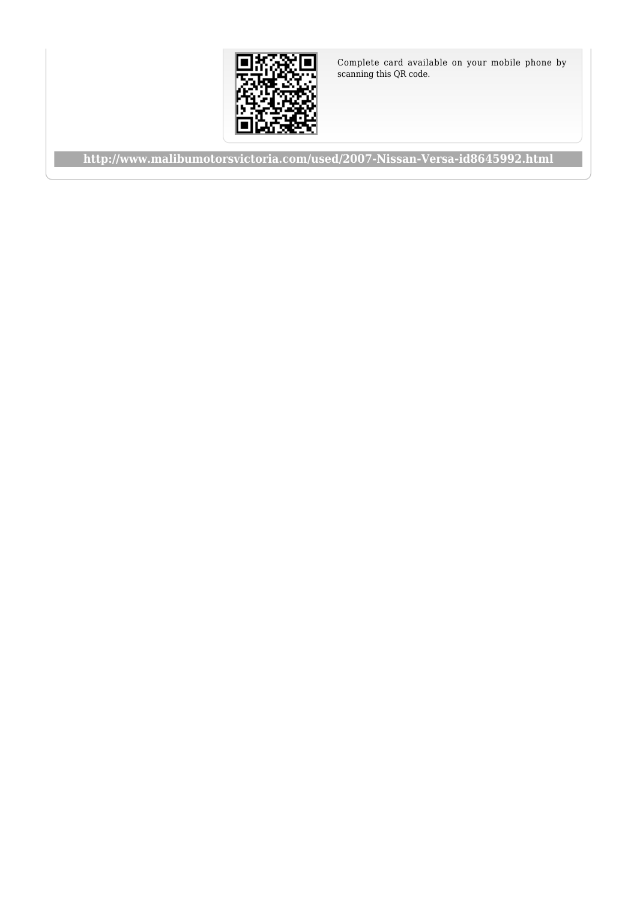Complete card available on your mobile phone by scanning this QR code.

**http://www.malibumotorsvictoria.com/used/2007-Nissan-Versa-id8645992.html**